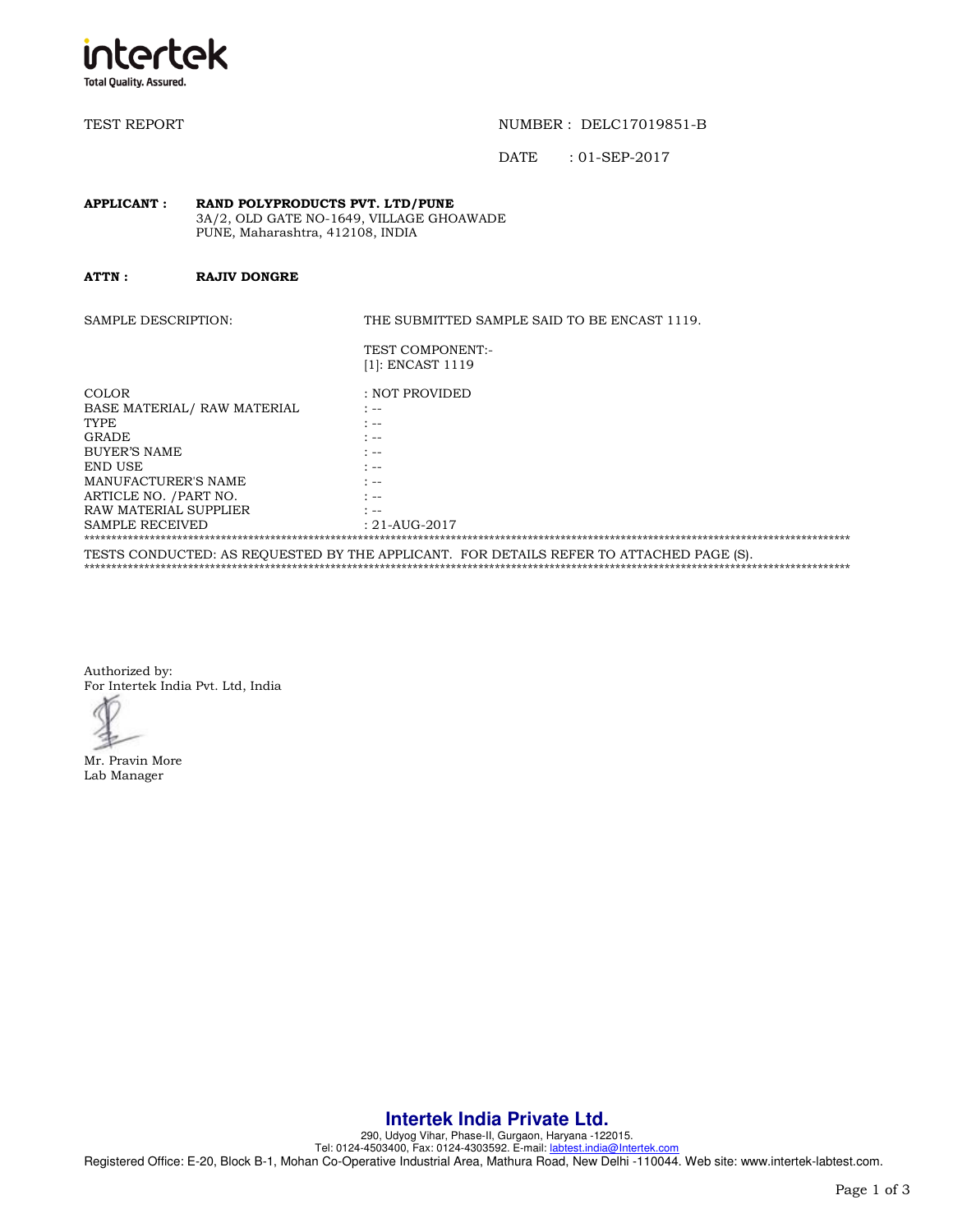intertek
Total Quality. Assured.

TEST REPORT

NUMBER : DELC17019851-B

DATE : 01-SEP-2017

**APPLICANT :** **RAND POLYPRODUCTS PVT. LTD/PUNE**
3A/2, OLD GATE NO-1649, VILLAGE GHOAWADE
PUNE, Maharashtra, 412108, INDIA

**ATTN :** **RAJIV DONGRE**

SAMPLE DESCRIPTION: THE SUBMITTED SAMPLE SAID TO BE ENCAST 1119.

TEST COMPONENT:-
[1]: ENCAST 1119

| | |
|---|---|
| COLOR | : NOT PROVIDED |
| BASE MATERIAL/ RAW MATERIAL | : -- |
| TYPE | : -- |
| GRADE | : -- |
| BUYER'S NAME | : -- |
| END USE | : -- |
| MANUFACTURER'S NAME | : -- |
| ARTICLE NO. /PART NO. | : -- |
| RAW MATERIAL SUPPLIER | : -- |
| SAMPLE RECEIVED | : 21-AUG-2017 |

TESTS CONDUCTED: AS REQUESTED BY THE APPLICANT. FOR DETAILS REFER TO ATTACHED PAGE (S).

Authorized by:
For Intertek India Pvt. Ltd, India

Mr. Pravin More
Lab Manager

**Intertek India Private Ltd.**
290, Udyog Vihar, Phase-II, Gurgaon, Haryana -122015.
Tel: 0124-4503400, Fax: 0124-4303592. E-mail: labtest.india@Intertek.com
Registered Office: E-20, Block B-1, Mohan Co-Operative Industrial Area, Mathura Road, New Delhi -110044. Web site: www.intertek-labtest.com.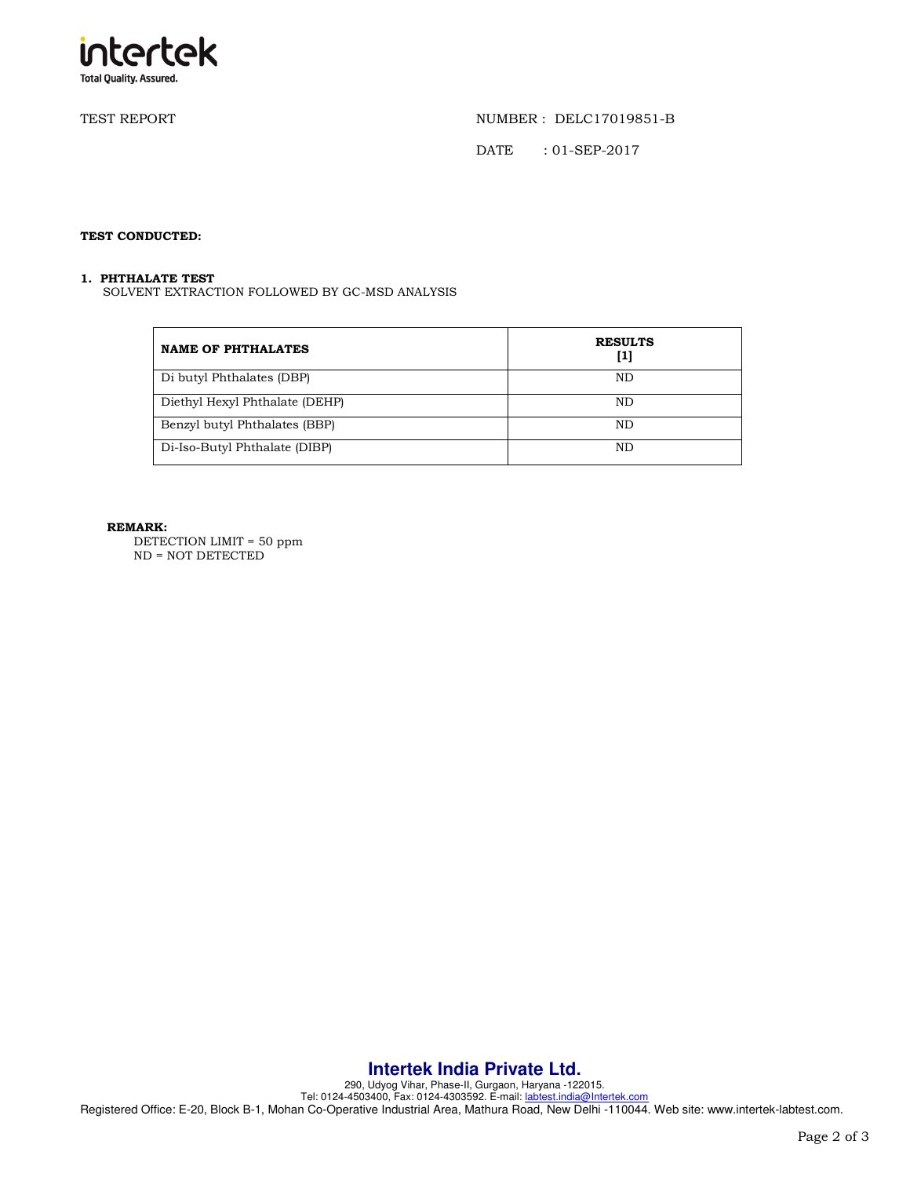TEST REPORT

NUMBER : DELC17019851-B

DATE : 01-SEP-2017

**TEST CONDUCTED:**

**1. PHTHALATE TEST**

SOLVENT EXTRACTION FOLLOWED BY GC-MSD ANALYSIS

| NAME OF PHTHALATES | RESULTS [1] |
|---|---|
| Di butyl Phthalates (DBP) | ND |
| Diethyl Hexyl Phthalate (DEHP) | ND |
| Benzyl butyl Phthalates (BBP) | ND |
| Di-Iso-Butyl Phthalate (DIBP) | ND |

**REMARK:**

DETECTION LIMIT = 50 ppm

ND = NOT DETECTED

**Intertek India Private Ltd.**

290, Udyog Vihar, Phase-II, Gurgaon, Haryana -122015.
Tel: 0124-4503400, Fax: 0124-4303592. E-mail: labtest.india@Intertek.com
Registered Office: E-20, Block B-1, Mohan Co-Operative Industrial Area, Mathura Road, New Delhi -110044. Web site: www.intertek-labtest.com.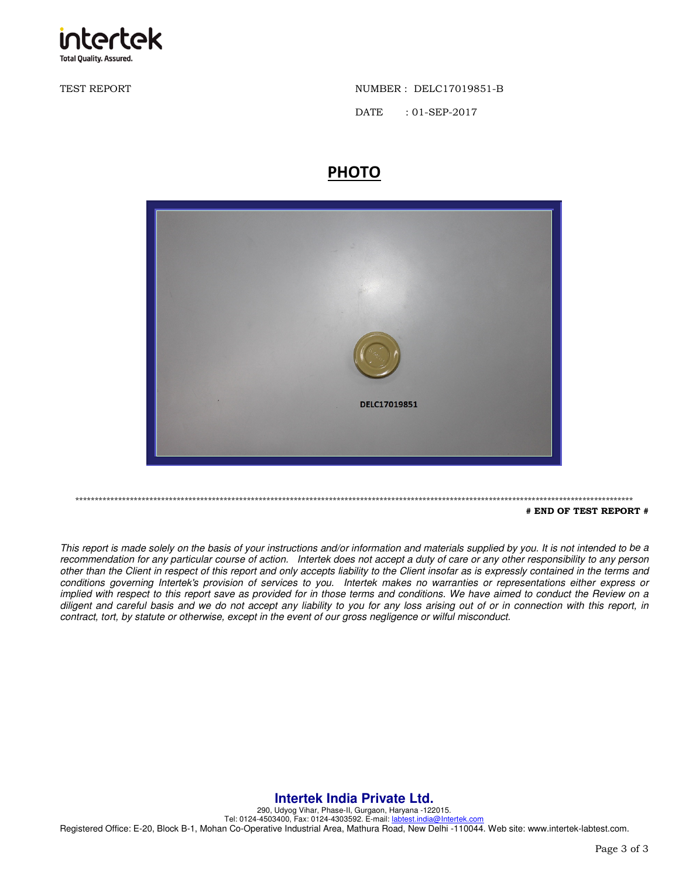TEST REPORT

NUMBER : DELC17019851-B

DATE : 01-SEP-2017

## PHOTO

DELC17019851

**# END OF TEST REPORT #**

*This report is made solely on the basis of your instructions and/or information and materials supplied by you. It is not intended to be a recommendation for any particular course of action. Intertek does not accept a duty of care or any other responsibility to any person other than the Client in respect of this report and only accepts liability to the Client insofar as is expressly contained in the terms and conditions governing Intertek's provision of services to you. Intertek makes no warranties or representations either express or implied with respect to this report save as provided for in those terms and conditions. We have aimed to conduct the Review on a diligent and careful basis and we do not accept any liability to you for any loss arising out of or in connection with this report, in contract, tort, by statute or otherwise, except in the event of our gross negligence or wilful misconduct.*

**Intertek India Private Ltd.**

290, Udyog Vihar, Phase-II, Gurgaon, Haryana -122015.

Tel: 0124-4503400, Fax: 0124-4303592. E-mail: labtest.india@Intertek.com

Registered Office: E-20, Block B-1, Mohan Co-Operative Industrial Area, Mathura Road, New Delhi -110044. Web site: www.intertek-labtest.com.